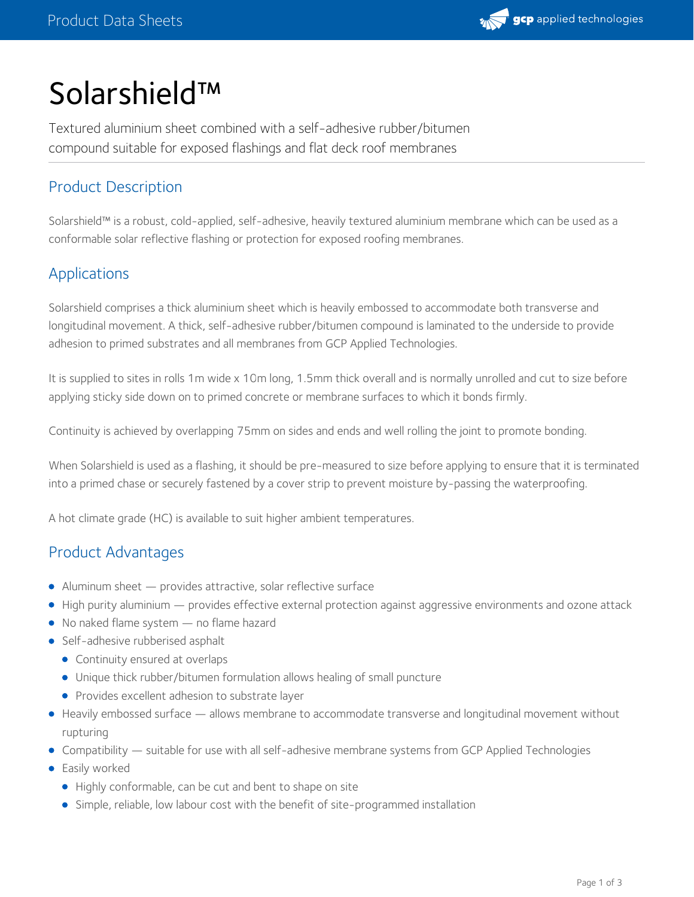# Solarshield™

Textured aluminium sheet combined with a self-adhesive rubber/bitumen compound suitable for exposed flashings and flat deck roof membranes

## Product Description

Solarshield™ is a robust, cold-applied, self-adhesive, heavily textured aluminium membrane which can be used as a conformable solar reflective flashing or protection for exposed roofing membranes.

## Applications

Solarshield comprises a thick aluminium sheet which is heavily embossed to accommodate both transverse and longitudinal movement. A thick, self-adhesive rubber/bitumen compound is laminated to the underside to provide adhesion to primed substrates and all membranes from GCP Applied Technologies.

It is supplied to sites in rolls 1m wide x 10m long, 1.5mm thick overall and is normally unrolled and cut to size before applying sticky side down on to primed concrete or membrane surfaces to which it bonds firmly.

Continuity is achieved by overlapping 75mm on sides and ends and well rolling the joint to promote bonding.

When Solarshield is used as a flashing, it should be pre-measured to size before applying to ensure that it is terminated into a primed chase or securely fastened by a cover strip to prevent moisture by-passing the waterproofing.

A hot climate grade (HC) is available to suit higher ambient temperatures.

## Product Advantages

- Aluminum sheet — provides attractive, solar reflective surface
- High purity aluminium — provides effective external protection against aggressive environments and ozone attack
- No naked flame system — no flame hazard
- Self-adhesive rubberised asphalt
  - Continuity ensured at overlaps
  - Unique thick rubber/bitumen formulation allows healing of small puncture
  - Provides excellent adhesion to substrate layer
- Heavily embossed surface — allows membrane to accommodate transverse and longitudinal movement without rupturing
- Compatibility — suitable for use with all self-adhesive membrane systems from GCP Applied Technologies
- Easily worked
  - Highly conformable, can be cut and bent to shape on site
  - Simple, reliable, low labour cost with the benefit of site-programmed installation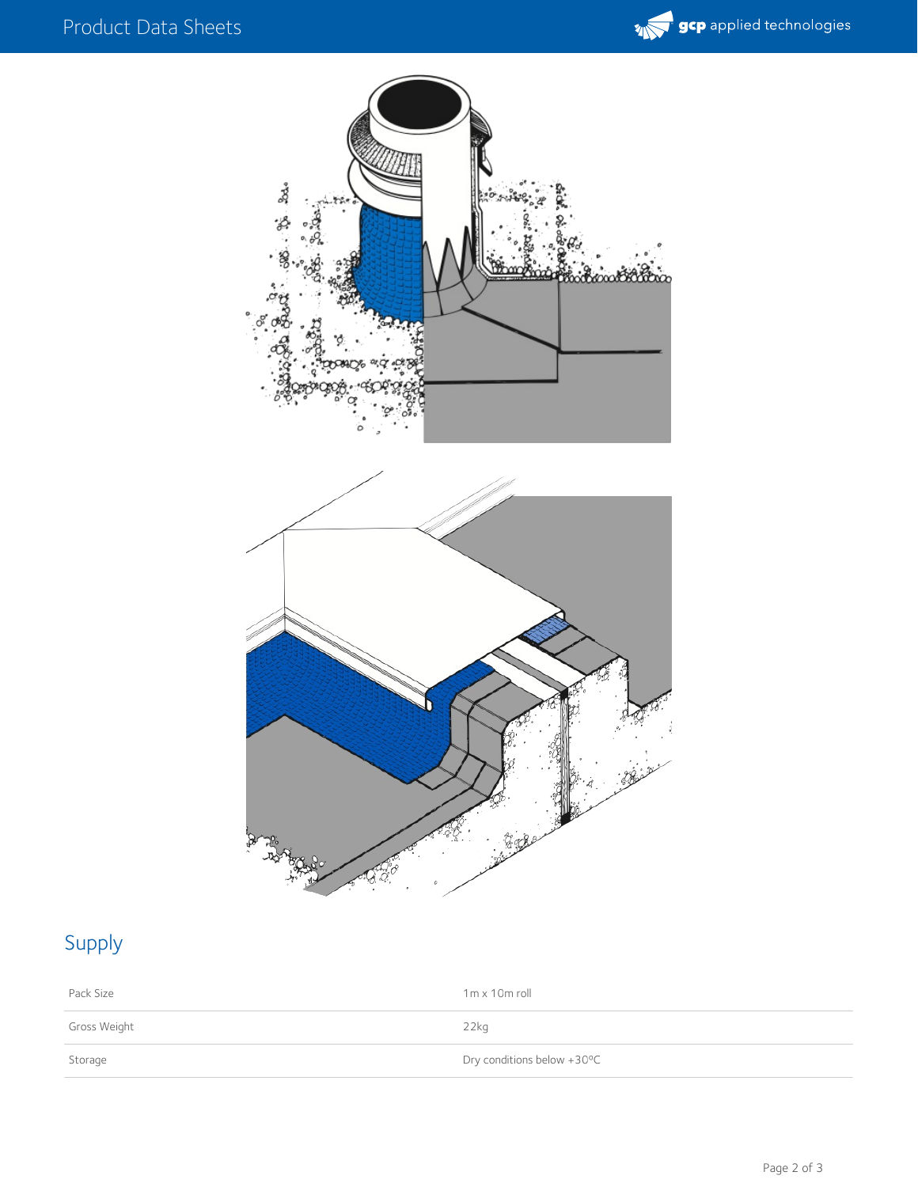## Supply

| | |
|---|---|
| Pack Size | 1m x 10m roll |
| Gross Weight | 22kg |
| Storage | Dry conditions below +30ºC |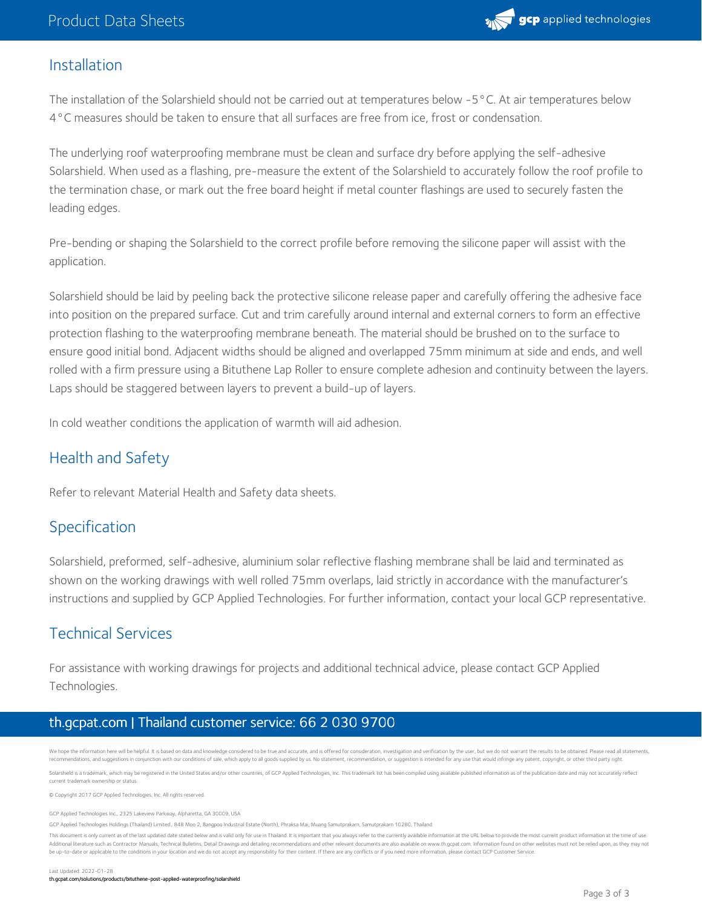## Installation

The installation of the Solarshield should not be carried out at temperatures below -5°C. At air temperatures below 4°C measures should be taken to ensure that all surfaces are free from ice, frost or condensation.

The underlying roof waterproofing membrane must be clean and surface dry before applying the self-adhesive Solarshield. When used as a flashing, pre-measure the extent of the Solarshield to accurately follow the roof profile to the termination chase, or mark out the free board height if metal counter flashings are used to securely fasten the leading edges.

Pre-bending or shaping the Solarshield to the correct profile before removing the silicone paper will assist with the application.

Solarshield should be laid by peeling back the protective silicone release paper and carefully offering the adhesive face into position on the prepared surface. Cut and trim carefully around internal and external corners to form an effective protection flashing to the waterproofing membrane beneath. The material should be brushed on to the surface to ensure good initial bond. Adjacent widths should be aligned and overlapped 75mm minimum at side and ends, and well rolled with a firm pressure using a Bituthene Lap Roller to ensure complete adhesion and continuity between the layers. Laps should be staggered between layers to prevent a build-up of layers.

In cold weather conditions the application of warmth will aid adhesion.

## Health and Safety

Refer to relevant Material Health and Safety data sheets.

## Specification

Solarshield, preformed, self-adhesive, aluminium solar reflective flashing membrane shall be laid and terminated as shown on the working drawings with well rolled 75mm overlaps, laid strictly in accordance with the manufacturer's instructions and supplied by GCP Applied Technologies. For further information, contact your local GCP representative.

## Technical Services

For assistance with working drawings for projects and additional technical advice, please contact GCP Applied Technologies.

**th.gcpat.com | Thailand customer service: 66 2 030 9700**

We hope the information here will be helpful. It is based on data and knowledge considered to be true and accurate, and is offered for consideration, investigation and verification by the user, but we do not warrant the results to be obtained. Please read all statements, recommendations, and suggestions in conjunction with our conditions of sale, which apply to all goods supplied by us. No statement, recommendation, or suggestion is intended for any use that would infringe any patent, copyright, or other third party right.

Solarshield is a trademark, which may be registered in the United States and/or other countries, of GCP Applied Technologies, Inc. This trademark list has been compiled using available published information as of the publication date and may not accurately reflect current trademark ownership or status.

© Copyright 2017 GCP Applied Technologies, Inc. All rights reserved.

GCP Applied Technologies Inc., 2325 Lakeview Parkway, Alpharetta, GA 30009, USA

GCP Applied Technologies Holdings (Thailand) Limited., 848 Moo 2, Bangpoo Industrial Estate (North), Phraksa Mai, Muang Samutprakarn, Samutprakarn 10280, Thailand

This document is only current as of the last updated date stated below and is valid only for use in Thailand. It is important that you always refer to the currently available information at the URL below to provide the most current product information at the time of use. Additional literature such as Contractor Manuals, Technical Bulletins, Detail Drawings and detailing recommendations and other relevant documents are also available on www.th.gcpat.com. Information found on other websites must not be relied upon, as they may not be up-to-date or applicable to the conditions in your location and we do not accept any responsibility for their content. If there are any conflicts or if you need more information, please contact GCP Customer Service.

Last Updated: 2022-01-28

th.gcpat.com/solutions/products/bituthene-post-applied-waterproofing/solarshield